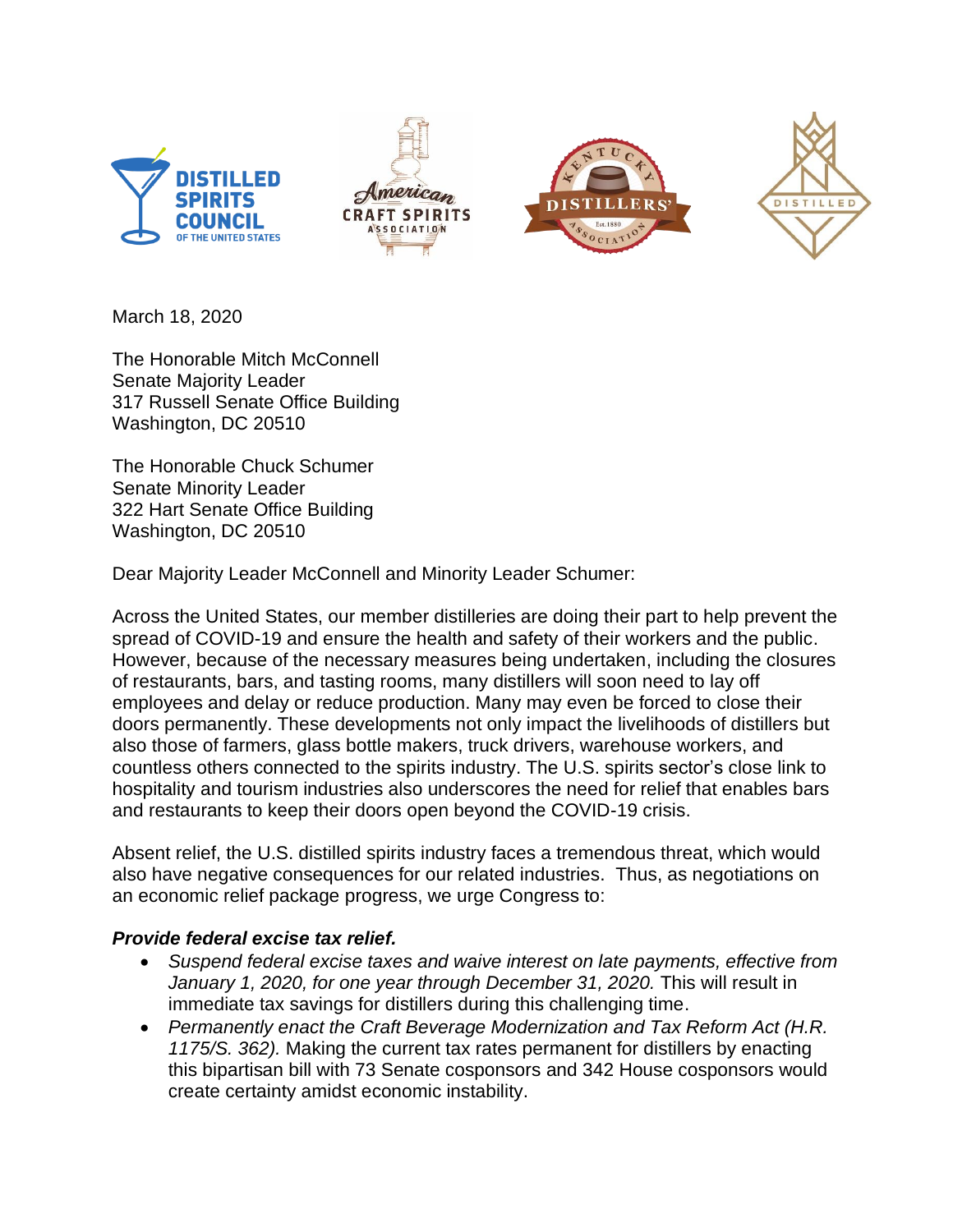March 18, 2020

The Honorable Mitch McConnell
Senate Majority Leader
317 Russell Senate Office Building
Washington, DC 20510

The Honorable Chuck Schumer
Senate Minority Leader
322 Hart Senate Office Building
Washington, DC 20510

Dear Majority Leader McConnell and Minority Leader Schumer:

Across the United States, our member distilleries are doing their part to help prevent the spread of COVID-19 and ensure the health and safety of their workers and the public. However, because of the necessary measures being undertaken, including the closures of restaurants, bars, and tasting rooms, many distillers will soon need to lay off employees and delay or reduce production. Many may even be forced to close their doors permanently. These developments not only impact the livelihoods of distillers but also those of farmers, glass bottle makers, truck drivers, warehouse workers, and countless others connected to the spirits industry. The U.S. spirits sector's close link to hospitality and tourism industries also underscores the need for relief that enables bars and restaurants to keep their doors open beyond the COVID-19 crisis.

Absent relief, the U.S. distilled spirits industry faces a tremendous threat, which would also have negative consequences for our related industries. Thus, as negotiations on an economic relief package progress, we urge Congress to:

***Provide federal excise tax relief.***

- *Suspend federal excise taxes and waive interest on late payments, effective from January 1, 2020, for one year through December 31, 2020.* This will result in immediate tax savings for distillers during this challenging time.
- *Permanently enact the Craft Beverage Modernization and Tax Reform Act (H.R. 1175/S. 362).* Making the current tax rates permanent for distillers by enacting this bipartisan bill with 73 Senate cosponsors and 342 House cosponsors would create certainty amidst economic instability.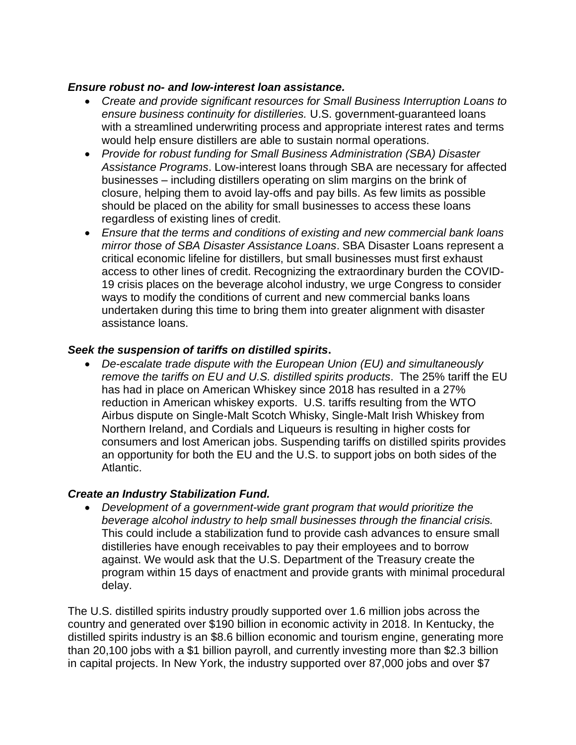***Ensure robust no- and low-interest loan assistance.***

- *Create and provide significant resources for Small Business Interruption Loans to ensure business continuity for distilleries.* U.S. government-guaranteed loans with a streamlined underwriting process and appropriate interest rates and terms would help ensure distillers are able to sustain normal operations.
- *Provide for robust funding for Small Business Administration (SBA) Disaster Assistance Programs*. Low-interest loans through SBA are necessary for affected businesses – including distillers operating on slim margins on the brink of closure, helping them to avoid lay-offs and pay bills. As few limits as possible should be placed on the ability for small businesses to access these loans regardless of existing lines of credit.
- *Ensure that the terms and conditions of existing and new commercial bank loans mirror those of SBA Disaster Assistance Loans*. SBA Disaster Loans represent a critical economic lifeline for distillers, but small businesses must first exhaust access to other lines of credit. Recognizing the extraordinary burden the COVID-19 crisis places on the beverage alcohol industry, we urge Congress to consider ways to modify the conditions of current and new commercial banks loans undertaken during this time to bring them into greater alignment with disaster assistance loans.

***Seek the suspension of tariffs on distilled spirits*.**

- *De-escalate trade dispute with the European Union (EU) and simultaneously remove the tariffs on EU and U.S. distilled spirits products*. The 25% tariff the EU has had in place on American Whiskey since 2018 has resulted in a 27% reduction in American whiskey exports. U.S. tariffs resulting from the WTO Airbus dispute on Single-Malt Scotch Whisky, Single-Malt Irish Whiskey from Northern Ireland, and Cordials and Liqueurs is resulting in higher costs for consumers and lost American jobs. Suspending tariffs on distilled spirits provides an opportunity for both the EU and the U.S. to support jobs on both sides of the Atlantic.

***Create an Industry Stabilization Fund.***

- *Development of a government-wide grant program that would prioritize the beverage alcohol industry to help small businesses through the financial crisis.* This could include a stabilization fund to provide cash advances to ensure small distilleries have enough receivables to pay their employees and to borrow against. We would ask that the U.S. Department of the Treasury create the program within 15 days of enactment and provide grants with minimal procedural delay.

The U.S. distilled spirits industry proudly supported over 1.6 million jobs across the country and generated over $190 billion in economic activity in 2018. In Kentucky, the distilled spirits industry is an $8.6 billion economic and tourism engine, generating more than 20,100 jobs with a $1 billion payroll, and currently investing more than $2.3 billion in capital projects. In New York, the industry supported over 87,000 jobs and over $7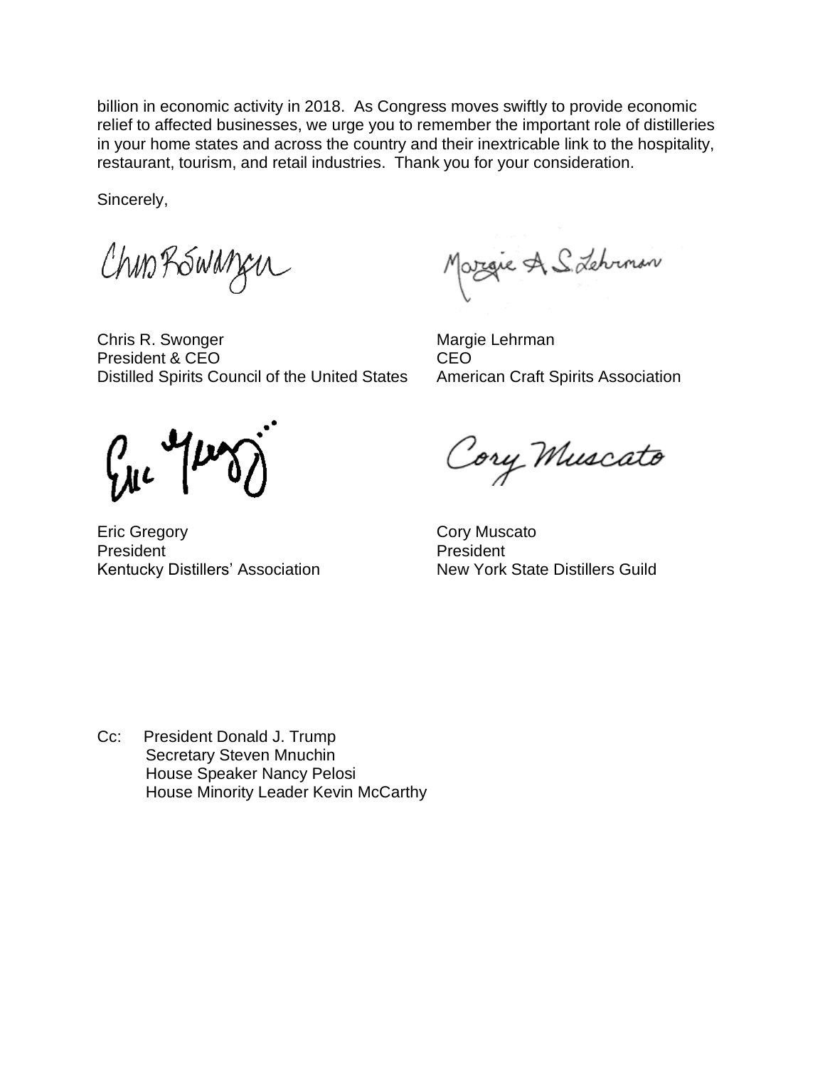billion in economic activity in 2018. As Congress moves swiftly to provide economic relief to affected businesses, we urge you to remember the important role of distilleries in your home states and across the country and their inextricable link to the hospitality, restaurant, tourism, and retail industries. Thank you for your consideration.

Sincerely,

Chris R. Swonger
President & CEO
Distilled Spirits Council of the United States

Margie Lehrman
CEO
American Craft Spirits Association

Eric Gregory
President
Kentucky Distillers' Association

Cory Muscato
President
New York State Distillers Guild

Cc: President Donald J. Trump
Secretary Steven Mnuchin
House Speaker Nancy Pelosi
House Minority Leader Kevin McCarthy